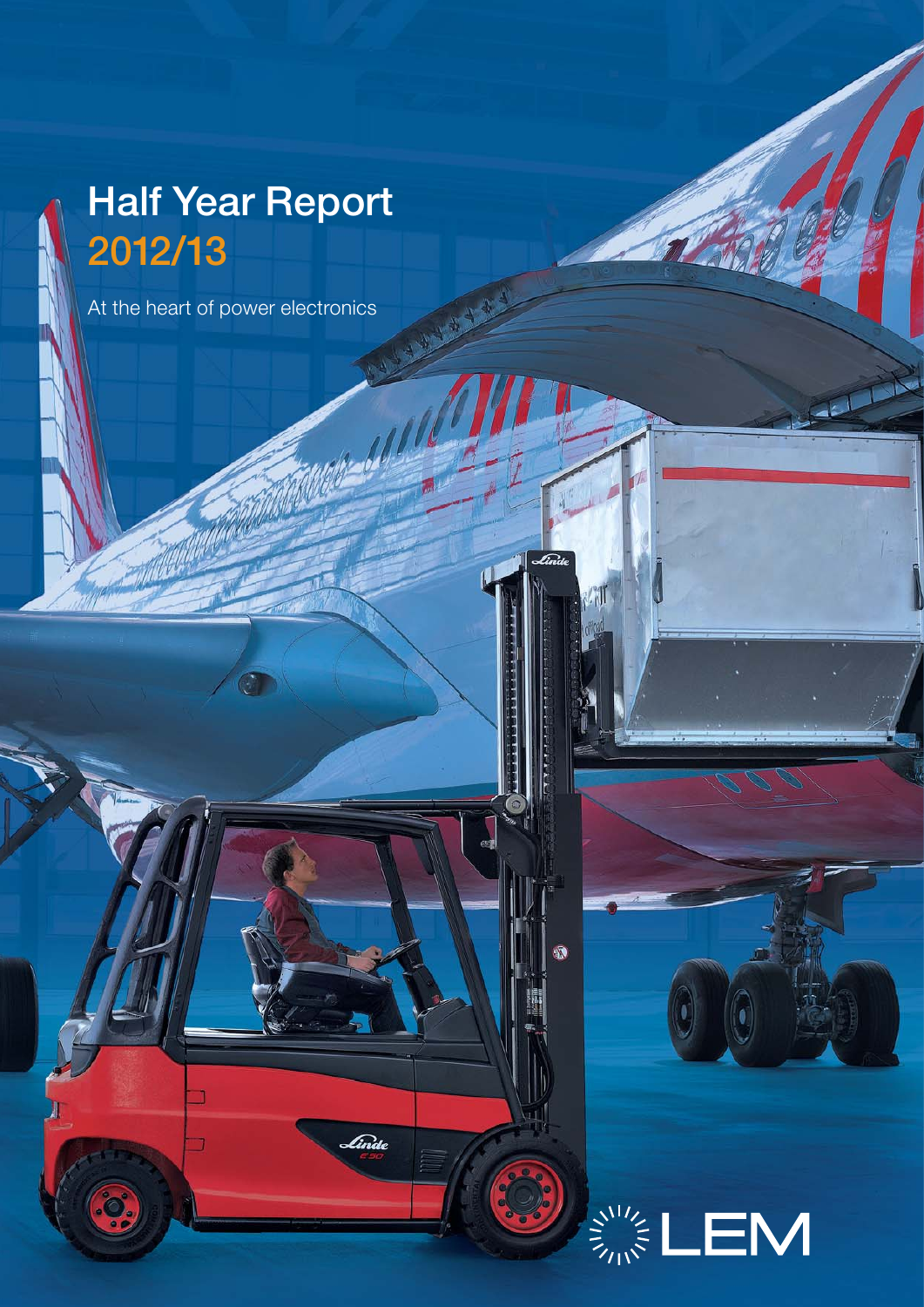# Half Year Report 2012/13

At the heart of power electronics

LEM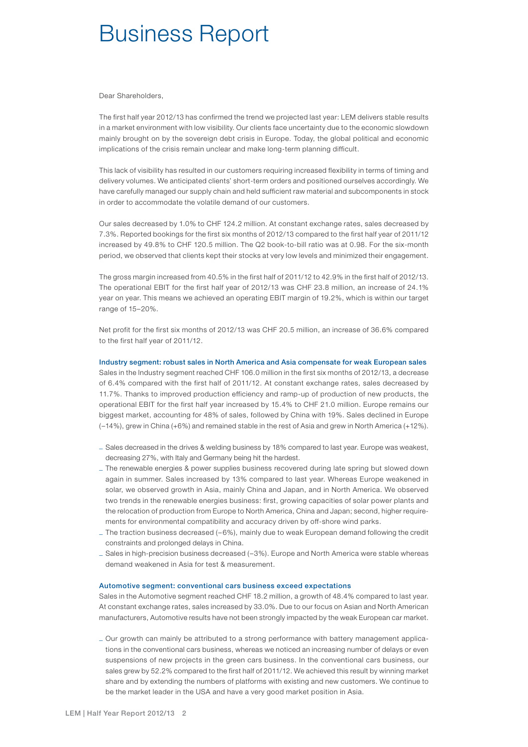# Business Report

Dear Shareholders,

The first half year 2012/13 has confirmed the trend we projected last year: LEM delivers stable results in a market environment with low visibility. Our clients face uncertainty due to the economic slowdown mainly brought on by the sovereign debt crisis in Europe. Today, the global political and economic implications of the crisis remain unclear and make long-term planning difficult.

This lack of visibility has resulted in our customers requiring increased flexibility in terms of timing and delivery volumes. We anticipated clients' short-term orders and positioned ourselves accordingly. We have carefully managed our supply chain and held sufficient raw material and subcomponents in stock in order to accommodate the volatile demand of our customers.

Our sales decreased by 1.0% to CHF 124.2 million. At constant exchange rates, sales decreased by 7.3%. Reported bookings for the first six months of 2012/13 compared to the first half year of 2011/12 increased by 49.8% to CHF 120.5 million. The Q2 book-to-bill ratio was at 0.98. For the six-month period, we observed that clients kept their stocks at very low levels and minimized their engagement.

The gross margin increased from 40.5% in the first half of 2011/12 to 42.9% in the first half of 2012/13. The operational EBIT for the first half year of 2012/13 was CHF 23.8 million, an increase of 24.1% year on year. This means we achieved an operating EBIT margin of 19.2%, which is within our target range of 15–20%.

Net profit for the first six months of 2012/13 was CHF 20.5 million, an increase of 36.6% compared to the first half year of 2011/12.

### Industry segment: robust sales in North America and Asia compensate for weak European sales

Sales in the Industry segment reached CHF 106.0 million in the first six months of 2012/13, a decrease of 6.4% compared with the first half of 2011/12. At constant exchange rates, sales decreased by 11.7%. Thanks to improved production efficiency and ramp-up of production of new products, the operational EBIT for the first half year increased by 15.4% to CHF 21.0 million. Europe remains our biggest market, accounting for 48% of sales, followed by China with 19%. Sales declined in Europe (−14%), grew in China (+6%) and remained stable in the rest of Asia and grew in North America (+12%).

- Sales decreased in the drives & welding business by 18% compared to last year. Europe was weakest, decreasing 27%, with Italy and Germany being hit the hardest.
- The renewable energies & power supplies business recovered during late spring but slowed down again in summer. Sales increased by 13% compared to last year. Whereas Europe weakened in solar, we observed growth in Asia, mainly China and Japan, and in North America. We observed two trends in the renewable energies business: first, growing capacities of solar power plants and the relocation of production from Europe to North America, China and Japan; second, higher requirements for environmental compatibility and accuracy driven by off-shore wind parks.
- The traction business decreased (−6%), mainly due to weak European demand following the credit constraints and prolonged delays in China.
- Sales in high-precision business decreased (−3%). Europe and North America were stable whereas demand weakened in Asia for test & measurement.

### Automotive segment: conventional cars business exceed expectations

Sales in the Automotive segment reached CHF 18.2 million, a growth of 48.4% compared to last year. At constant exchange rates, sales increased by 33.0%. Due to our focus on Asian and North American manufacturers, Automotive results have not been strongly impacted by the weak European car market.

- Our growth can mainly be attributed to a strong performance with battery management applications in the conventional cars business, whereas we noticed an increasing number of delays or even suspensions of new projects in the green cars business. In the conventional cars business, our sales grew by 52.2% compared to the first half of 2011/12. We achieved this result by winning market share and by extending the numbers of platforms with existing and new customers. We continue to be the market leader in the USA and have a very good market position in Asia.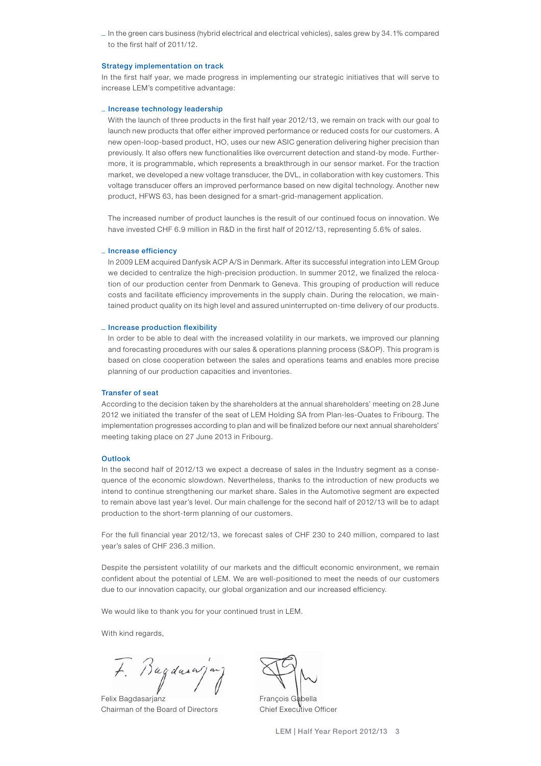- In the green cars business (hybrid electrical and electrical vehicles), sales grew by 34.1% compared to the first half of 2011/12.

### Strategy implementation on track

In the first half year, we made progress in implementing our strategic initiatives that will serve to increase LEM's competitive advantage:

- **Increase technology leadership**

  With the launch of three products in the first half year 2012/13, we remain on track with our goal to launch new products that offer either improved performance or reduced costs for our customers. A new open-loop-based product, HO, uses our new ASIC generation delivering higher precision than previously. It also offers new functionalities like overcurrent detection and stand-by mode. Furthermore, it is programmable, which represents a breakthrough in our sensor market. For the traction market, we developed a new voltage transducer, the DVL, in collaboration with key customers. This voltage transducer offers an improved performance based on new digital technology. Another new product, HFWS 63, has been designed for a smart-grid-management application.

  The increased number of product launches is the result of our continued focus on innovation. We have invested CHF 6.9 million in R&D in the first half of 2012/13, representing 5.6% of sales.

- **Increase efficiency**

  In 2009 LEM acquired Danfysik ACP A/S in Denmark. After its successful integration into LEM Group we decided to centralize the high-precision production. In summer 2012, we finalized the relocation of our production center from Denmark to Geneva. This grouping of production will reduce costs and facilitate efficiency improvements in the supply chain. During the relocation, we maintained product quality on its high level and assured uninterrupted on-time delivery of our products.

- **Increase production flexibility**

  In order to be able to deal with the increased volatility in our markets, we improved our planning and forecasting procedures with our sales & operations planning process (S&OP). This program is based on close cooperation between the sales and operations teams and enables more precise planning of our production capacities and inventories.

### Transfer of seat

According to the decision taken by the shareholders at the annual shareholders' meeting on 28 June 2012 we initiated the transfer of the seat of LEM Holding SA from Plan-les-Ouates to Fribourg. The implementation progresses according to plan and will be finalized before our next annual shareholders' meeting taking place on 27 June 2013 in Fribourg.

### Outlook

In the second half of 2012/13 we expect a decrease of sales in the Industry segment as a consequence of the economic slowdown. Nevertheless, thanks to the introduction of new products we intend to continue strengthening our market share. Sales in the Automotive segment are expected to remain above last year's level. Our main challenge for the second half of 2012/13 will be to adapt production to the short-term planning of our customers.

For the full financial year 2012/13, we forecast sales of CHF 230 to 240 million, compared to last year's sales of CHF 236.3 million.

Despite the persistent volatility of our markets and the difficult economic environment, we remain confident about the potential of LEM. We are well-positioned to meet the needs of our customers due to our innovation capacity, our global organization and our increased efficiency.

We would like to thank you for your continued trust in LEM.

With kind regards,

Felix Bagdasarjanz
Chairman of the Board of Directors

François Gabella
Chief Executive Officer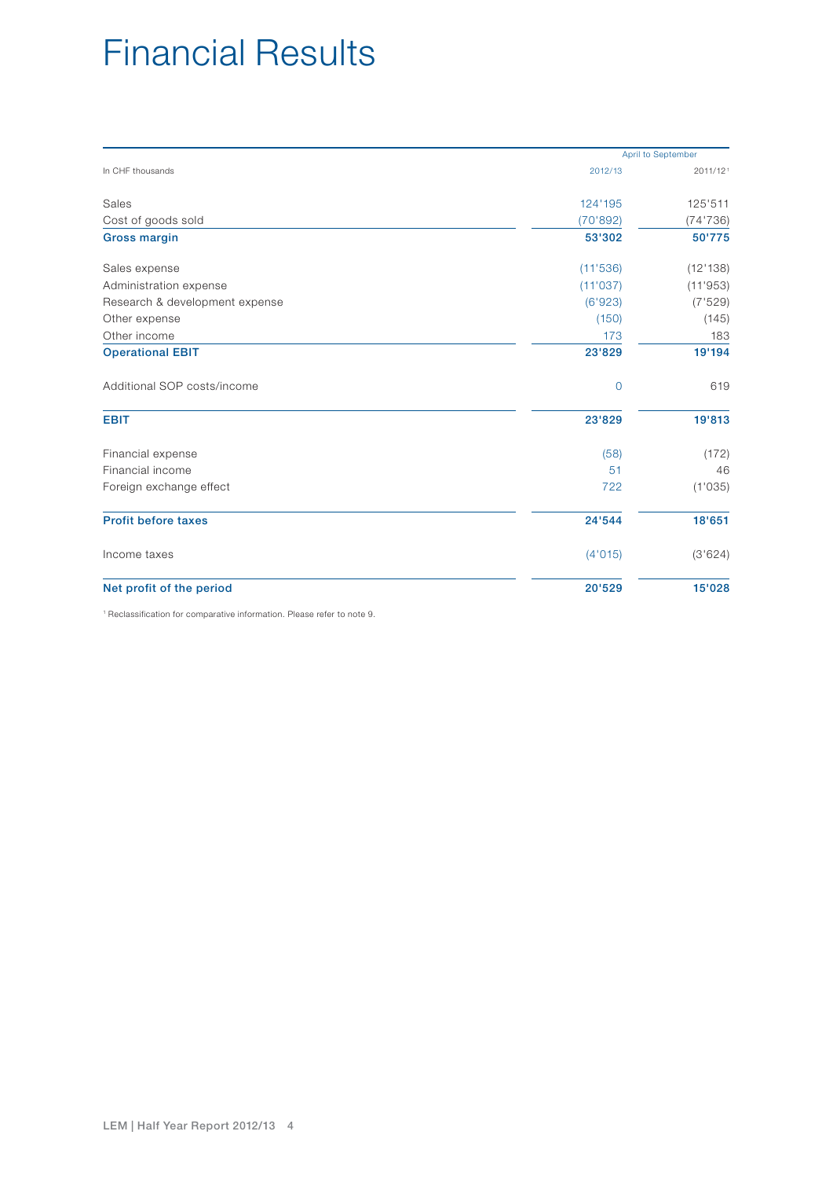# Financial Results

| In CHF thousands | April to September 2012/13 | 2011/12[1] |
|---|---|---|
| Sales | 124'195 | 125'511 |
| Cost of goods sold | (70'892) | (74'736) |
| **Gross margin** | **53'302** | **50'775** |
| Sales expense | (11'536) | (12'138) |
| Administration expense | (11'037) | (11'953) |
| Research & development expense | (6'923) | (7'529) |
| Other expense | (150) | (145) |
| Other income | 173 | 183 |
| **Operational EBIT** | **23'829** | **19'194** |
| Additional SOP costs/income | 0 | 619 |
| **EBIT** | **23'829** | **19'813** |
| Financial expense | (58) | (172) |
| Financial income | 51 | 46 |
| Foreign exchange effect | 722 | (1'035) |
| **Profit before taxes** | **24'544** | **18'651** |
| Income taxes | (4'015) | (3'624) |
| **Net profit of the period** | **20'529** | **15'028** |

[1] Reclassification for comparative information. Please refer to note 9.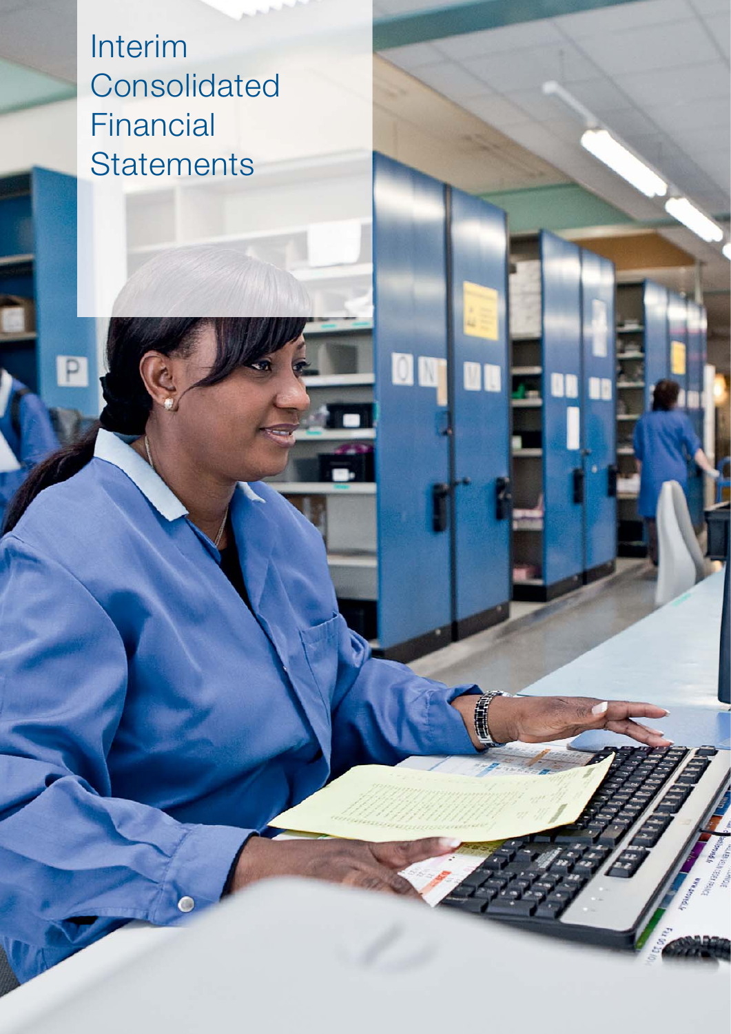# Interim Consolidated Financial Statements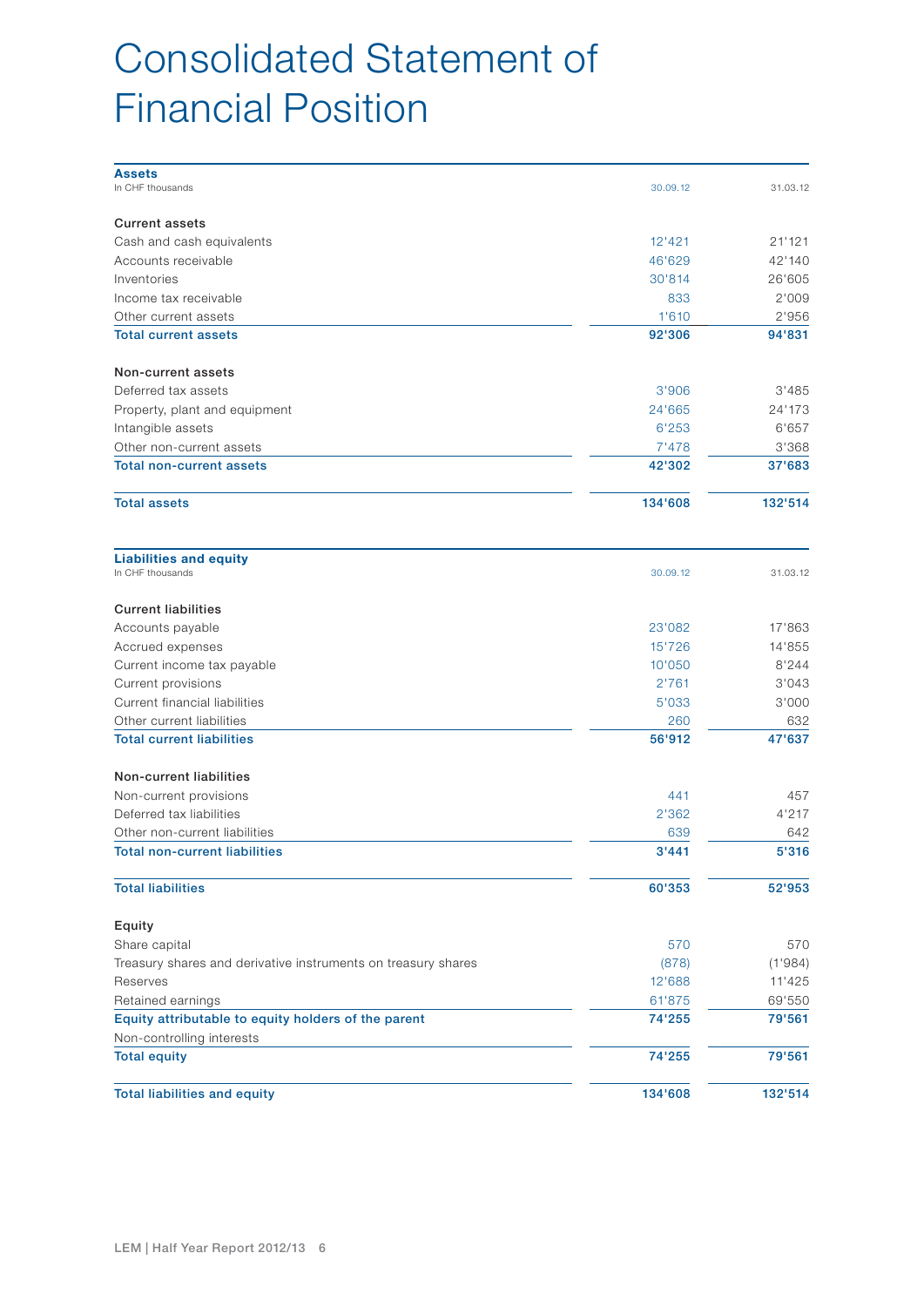# Consolidated Statement of Financial Position

| **Assets**<br>In CHF thousands | 30.09.12 | 31.03.12 |
|---|---|---|
| **Current assets** | | |
| Cash and cash equivalents | 12'421 | 21'121 |
| Accounts receivable | 46'629 | 42'140 |
| Inventories | 30'814 | 26'605 |
| Income tax receivable | 833 | 2'009 |
| Other current assets | 1'610 | 2'956 |
| **Total current assets** | **92'306** | **94'831** |
| **Non-current assets** | | |
| Deferred tax assets | 3'906 | 3'485 |
| Property, plant and equipment | 24'665 | 24'173 |
| Intangible assets | 6'253 | 6'657 |
| Other non-current assets | 7'478 | 3'368 |
| **Total non-current assets** | **42'302** | **37'683** |
| **Total assets** | **134'608** | **132'514** |

| **Liabilities and equity**<br>In CHF thousands | 30.09.12 | 31.03.12 |
|---|---|---|
| **Current liabilities** | | |
| Accounts payable | 23'082 | 17'863 |
| Accrued expenses | 15'726 | 14'855 |
| Current income tax payable | 10'050 | 8'244 |
| Current provisions | 2'761 | 3'043 |
| Current financial liabilities | 5'033 | 3'000 |
| Other current liabilities | 260 | 632 |
| **Total current liabilities** | **56'912** | **47'637** |
| **Non-current liabilities** | | |
| Non-current provisions | 441 | 457 |
| Deferred tax liabilities | 2'362 | 4'217 |
| Other non-current liabilities | 639 | 642 |
| **Total non-current liabilities** | **3'441** | **5'316** |
| **Total liabilities** | **60'353** | **52'953** |
| **Equity** | | |
| Share capital | 570 | 570 |
| Treasury shares and derivative instruments on treasury shares | (878) | (1'984) |
| Reserves | 12'688 | 11'425 |
| Retained earnings | 61'875 | 69'550 |
| **Equity attributable to equity holders of the parent** | **74'255** | **79'561** |
| Non-controlling interests | | |
| **Total equity** | **74'255** | **79'561** |
| **Total liabilities and equity** | **134'608** | **132'514** |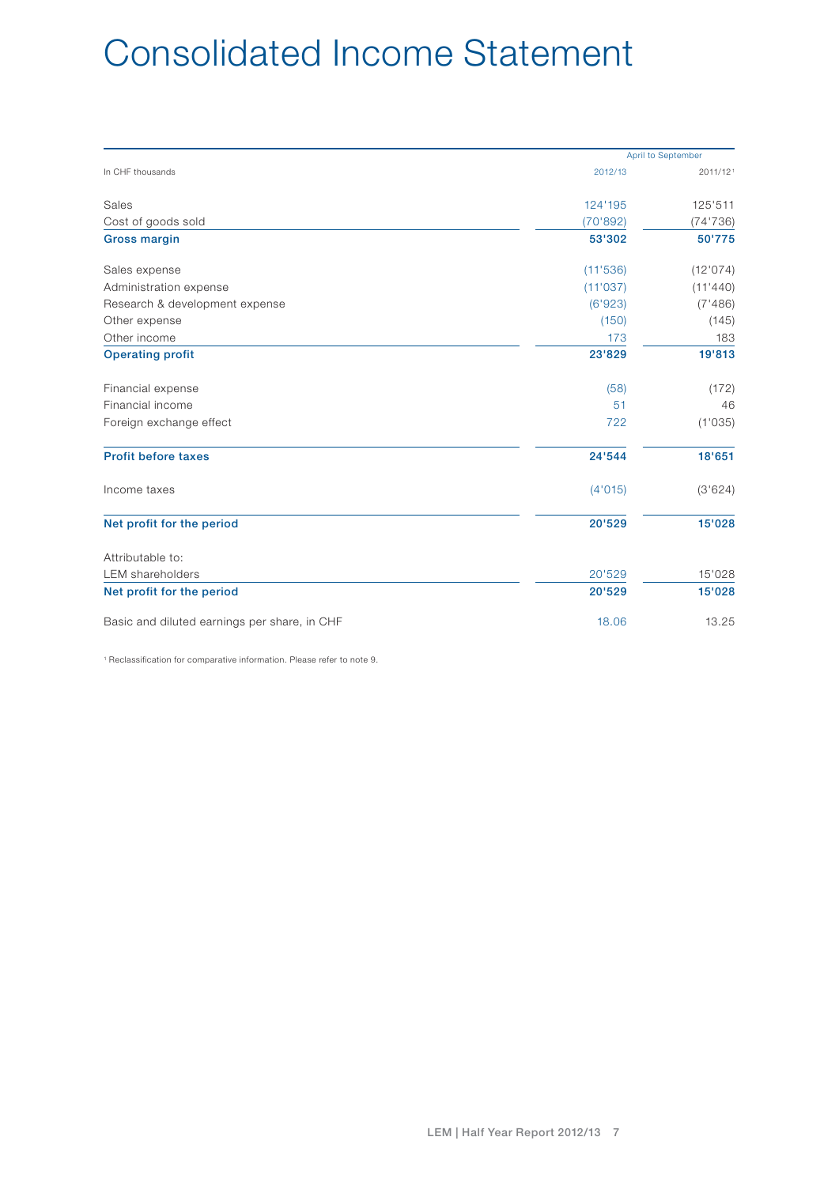# Consolidated Income Statement

| In CHF thousands | April to September 2012/13 | 2011/12[1] |
|---|---|---|
| Sales | 124'195 | 125'511 |
| Cost of goods sold | (70'892) | (74'736) |
| **Gross margin** | **53'302** | **50'775** |
| Sales expense | (11'536) | (12'074) |
| Administration expense | (11'037) | (11'440) |
| Research & development expense | (6'923) | (7'486) |
| Other expense | (150) | (145) |
| Other income | 173 | 183 |
| **Operating profit** | **23'829** | **19'813** |
| Financial expense | (58) | (172) |
| Financial income | 51 | 46 |
| Foreign exchange effect | 722 | (1'035) |
| **Profit before taxes** | **24'544** | **18'651** |
| Income taxes | (4'015) | (3'624) |
| **Net profit for the period** | **20'529** | **15'028** |
| Attributable to: | | |
| LEM shareholders | 20'529 | 15'028 |
| **Net profit for the period** | **20'529** | **15'028** |
| Basic and diluted earnings per share, in CHF | 18.06 | 13.25 |

[1] Reclassification for comparative information. Please refer to note 9.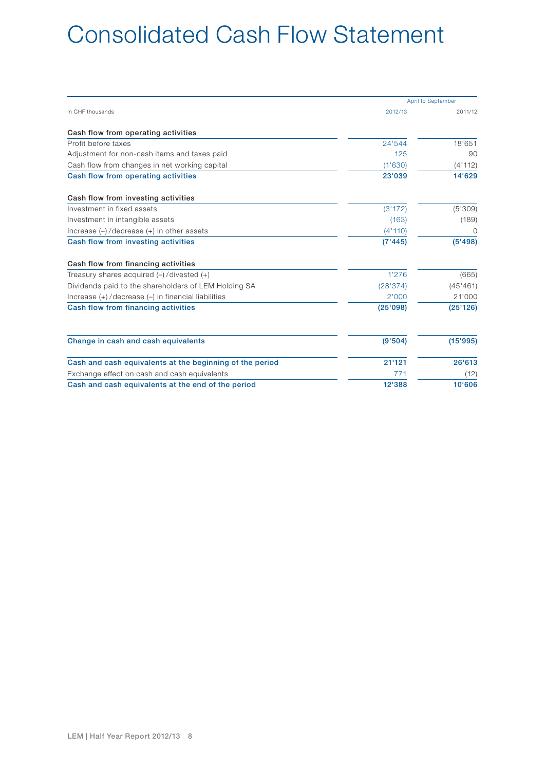# Consolidated Cash Flow Statement

| In CHF thousands | April to September 2012/13 | 2011/12 |
|---|---|---|
| **Cash flow from operating activities** | | |
| Profit before taxes | 24'544 | 18'651 |
| Adjustment for non-cash items and taxes paid | 125 | 90 |
| Cash flow from changes in net working capital | (1'630) | (4'112) |
| **Cash flow from operating activities** | **23'039** | **14'629** |
| **Cash flow from investing activities** | | |
| Investment in fixed assets | (3'172) | (5'309) |
| Investment in intangible assets | (163) | (189) |
| Increase (–) / decrease (+) in other assets | (4'110) | 0 |
| **Cash flow from investing activities** | **(7'445)** | **(5'498)** |
| **Cash flow from financing activities** | | |
| Treasury shares acquired (–) / divested (+) | 1'276 | (665) |
| Dividends paid to the shareholders of LEM Holding SA | (28'374) | (45'461) |
| Increase (+) / decrease (–) in financial liabilities | 2'000 | 21'000 |
| **Cash flow from financing activities** | **(25'098)** | **(25'126)** |
| **Change in cash and cash equivalents** | **(9'504)** | **(15'995)** |
| **Cash and cash equivalents at the beginning of the period** | **21'121** | **26'613** |
| Exchange effect on cash and cash equivalents | 771 | (12) |
| **Cash and cash equivalents at the end of the period** | **12'388** | **10'606** |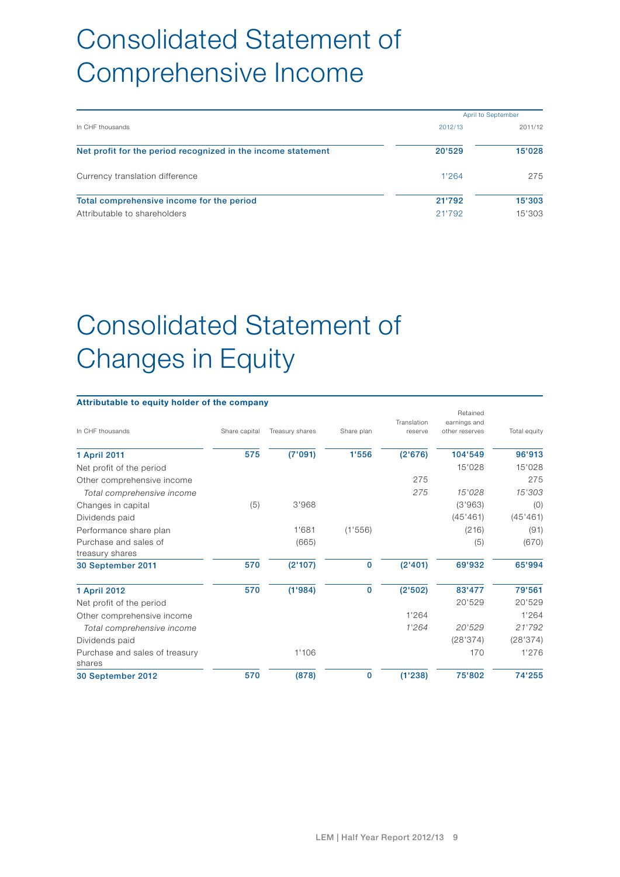# Consolidated Statement of Comprehensive Income

| In CHF thousands | April to September 2012/13 | 2011/12 |
|---|---|---|
| **Net profit for the period recognized in the income statement** | **20'529** | **15'028** |
| Currency translation difference | 1'264 | 275 |
| **Total comprehensive income for the period** | **21'792** | **15'303** |
| Attributable to shareholders | 21'792 | 15'303 |

# Consolidated Statement of Changes in Equity

**Attributable to equity holder of the company**

| In CHF thousands | Share capital | Treasury shares | Share plan | Translation reserve | Retained earnings and other reserves | Total equity |
|---|---|---|---|---|---|---|
| **1 April 2011** | **575** | **(7'091)** | **1'556** | **(2'676)** | **104'549** | **96'913** |
| Net profit of the period | | | | | 15'028 | 15'028 |
| Other comprehensive income | | | | 275 | | 275 |
| *Total comprehensive income* | | | | *275* | *15'028* | *15'303* |
| Changes in capital | (5) | 3'968 | | | (3'963) | (0) |
| Dividends paid | | | | | (45'461) | (45'461) |
| Performance share plan | | 1'681 | (1'556) | | (216) | (91) |
| Purchase and sales of treasury shares | | (665) | | | (5) | (670) |
| **30 September 2011** | **570** | **(2'107)** | **0** | **(2'401)** | **69'932** | **65'994** |
| **1 April 2012** | **570** | **(1'984)** | **0** | **(2'502)** | **83'477** | **79'561** |
| Net profit of the period | | | | | 20'529 | 20'529 |
| Other comprehensive income | | | | 1'264 | | 1'264 |
| *Total comprehensive income* | | | | *1'264* | *20'529* | *21'792* |
| Dividends paid | | | | | (28'374) | (28'374) |
| Purchase and sales of treasury shares | | 1'106 | | | 170 | 1'276 |
| **30 September 2012** | **570** | **(878)** | **0** | **(1'238)** | **75'802** | **74'255** |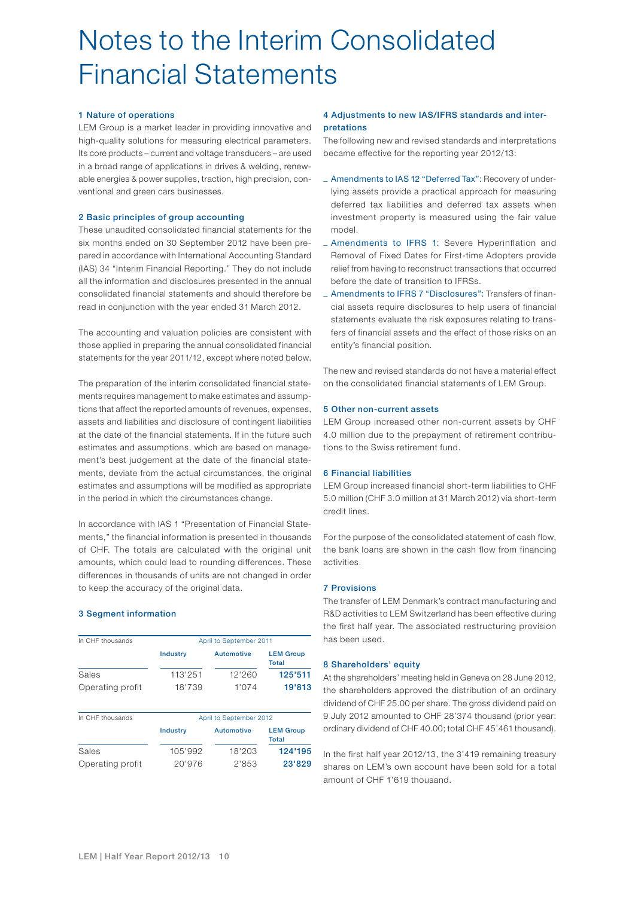# Notes to the Interim Consolidated Financial Statements

### 1 Nature of operations

LEM Group is a market leader in providing innovative and high-quality solutions for measuring electrical parameters. Its core products – current and voltage transducers – are used in a broad range of applications in drives & welding, renewable energies & power supplies, traction, high precision, conventional and green cars businesses.

### 2 Basic principles of group accounting

These unaudited consolidated financial statements for the six months ended on 30 September 2012 have been prepared in accordance with International Accounting Standard (IAS) 34 "Interim Financial Reporting." They do not include all the information and disclosures presented in the annual consolidated financial statements and should therefore be read in conjunction with the year ended 31 March 2012.

The accounting and valuation policies are consistent with those applied in preparing the annual consolidated financial statements for the year 2011/12, except where noted below.

The preparation of the interim consolidated financial statements requires management to make estimates and assumptions that affect the reported amounts of revenues, expenses, assets and liabilities and disclosure of contingent liabilities at the date of the financial statements. If in the future such estimates and assumptions, which are based on management's best judgement at the date of the financial statements, deviate from the actual circumstances, the original estimates and assumptions will be modified as appropriate in the period in which the circumstances change.

In accordance with IAS 1 "Presentation of Financial Statements," the financial information is presented in thousands of CHF. The totals are calculated with the original unit amounts, which could lead to rounding differences. These differences in thousands of units are not changed in order to keep the accuracy of the original data.

### 3 Segment information

| In CHF thousands | April to September 2011 | | |
|---|---|---|---|
| | Industry | Automotive | LEM Group Total |
| Sales | 113'251 | 12'260 | **125'511** |
| Operating profit | 18'739 | 1'074 | **19'813** |

| In CHF thousands | April to September 2012 | | |
|---|---|---|---|
| | Industry | Automotive | LEM Group Total |
| Sales | 105'992 | 18'203 | **124'195** |
| Operating profit | 20'976 | 2'853 | **23'829** |

### 4 Adjustments to new IAS/IFRS standards and interpretations

The following new and revised standards and interpretations became effective for the reporting year 2012/13:

- Amendments to IAS 12 "Deferred Tax": Recovery of underlying assets provide a practical approach for measuring deferred tax liabilities and deferred tax assets when investment property is measured using the fair value model.
- Amendments to IFRS 1: Severe Hyperinflation and Removal of Fixed Dates for First-time Adopters provide relief from having to reconstruct transactions that occurred before the date of transition to IFRSs.
- Amendments to IFRS 7 "Disclosures": Transfers of financial assets require disclosures to help users of financial statements evaluate the risk exposures relating to transfers of financial assets and the effect of those risks on an entity's financial position.

The new and revised standards do not have a material effect on the consolidated financial statements of LEM Group.

### 5 Other non-current assets

LEM Group increased other non-current assets by CHF 4.0 million due to the prepayment of retirement contributions to the Swiss retirement fund.

### 6 Financial liabilities

LEM Group increased financial short-term liabilities to CHF 5.0 million (CHF 3.0 million at 31 March 2012) via short-term credit lines.

For the purpose of the consolidated statement of cash flow, the bank loans are shown in the cash flow from financing activities.

### 7 Provisions

The transfer of LEM Denmark's contract manufacturing and R&D activities to LEM Switzerland has been effective during the first half year. The associated restructuring provision has been used.

### 8 Shareholders' equity

At the shareholders' meeting held in Geneva on 28 June 2012, the shareholders approved the distribution of an ordinary dividend of CHF 25.00 per share. The gross dividend paid on 9 July 2012 amounted to CHF 28'374 thousand (prior year: ordinary dividend of CHF 40.00; total CHF 45'461 thousand).

In the first half year 2012/13, the 3'419 remaining treasury shares on LEM's own account have been sold for a total amount of CHF 1'619 thousand.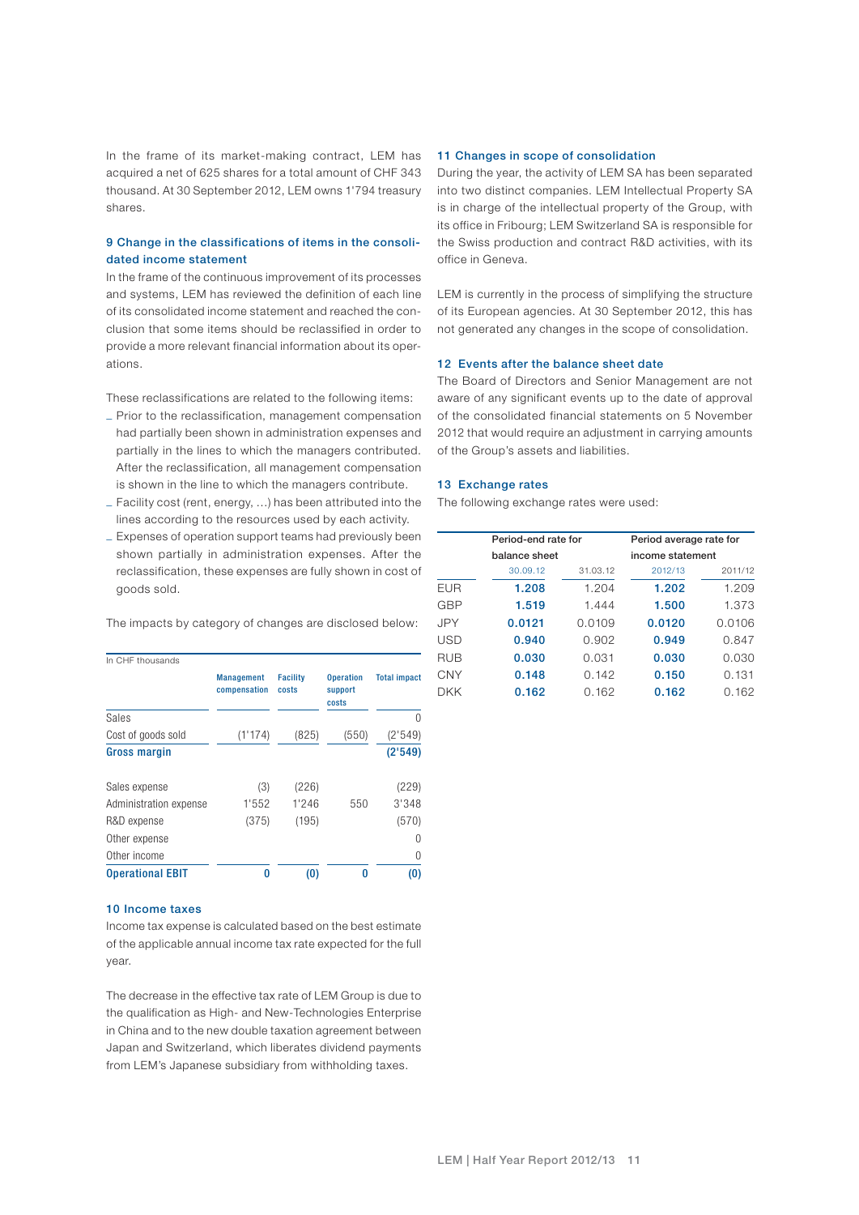In the frame of its market-making contract, LEM has acquired a net of 625 shares for a total amount of CHF 343 thousand. At 30 September 2012, LEM owns 1'794 treasury shares.

### 9 Change in the classifications of items in the consolidated income statement

In the frame of the continuous improvement of its processes and systems, LEM has reviewed the definition of each line of its consolidated income statement and reached the conclusion that some items should be reclassified in order to provide a more relevant financial information about its operations.

These reclassifications are related to the following items:

- Prior to the reclassification, management compensation had partially been shown in administration expenses and partially in the lines to which the managers contributed. After the reclassification, all management compensation is shown in the line to which the managers contribute.
- Facility cost (rent, energy, …) has been attributed into the lines according to the resources used by each activity.
- Expenses of operation support teams had previously been shown partially in administration expenses. After the reclassification, these expenses are fully shown in cost of goods sold.

The impacts by category of changes are disclosed below:

| In CHF thousands | Management compensation | Facility costs | Operation support costs | Total impact |
|---|---|---|---|---|
| Sales | | | | 0 |
| Cost of goods sold | (1'174) | (825) | (550) | (2'549) |
| **Gross margin** | | | | **(2'549)** |
| Sales expense | (3) | (226) | | (229) |
| Administration expense | 1'552 | 1'246 | 550 | 3'348 |
| R&D expense | (375) | (195) | | (570) |
| Other expense | | | | 0 |
| Other income | | | | 0 |
| **Operational EBIT** | **0** | **(0)** | **0** | **(0)** |

### 10 Income taxes

Income tax expense is calculated based on the best estimate of the applicable annual income tax rate expected for the full year.

The decrease in the effective tax rate of LEM Group is due to the qualification as High- and New-Technologies Enterprise in China and to the new double taxation agreement between Japan and Switzerland, which liberates dividend payments from LEM's Japanese subsidiary from withholding taxes.

### 11 Changes in scope of consolidation

During the year, the activity of LEM SA has been separated into two distinct companies. LEM Intellectual Property SA is in charge of the intellectual property of the Group, with its office in Fribourg; LEM Switzerland SA is responsible for the Swiss production and contract R&D activities, with its office in Geneva.

LEM is currently in the process of simplifying the structure of its European agencies. At 30 September 2012, this has not generated any changes in the scope of consolidation.

### 12 Events after the balance sheet date

The Board of Directors and Senior Management are not aware of any significant events up to the date of approval of the consolidated financial statements on 5 November 2012 that would require an adjustment in carrying amounts of the Group's assets and liabilities.

### 13 Exchange rates

The following exchange rates were used:

| | Period-end rate for balance sheet | | Period average rate for income statement | |
|---|---|---|---|---|
| | 30.09.12 | 31.03.12 | 2012/13 | 2011/12 |
| EUR | **1.208** | 1.204 | **1.202** | 1.209 |
| GBP | **1.519** | 1.444 | **1.500** | 1.373 |
| JPY | **0.0121** | 0.0109 | **0.0120** | 0.0106 |
| USD | **0.940** | 0.902 | **0.949** | 0.847 |
| RUB | **0.030** | 0.031 | **0.030** | 0.030 |
| CNY | **0.148** | 0.142 | **0.150** | 0.131 |
| DKK | **0.162** | 0.162 | **0.162** | 0.162 |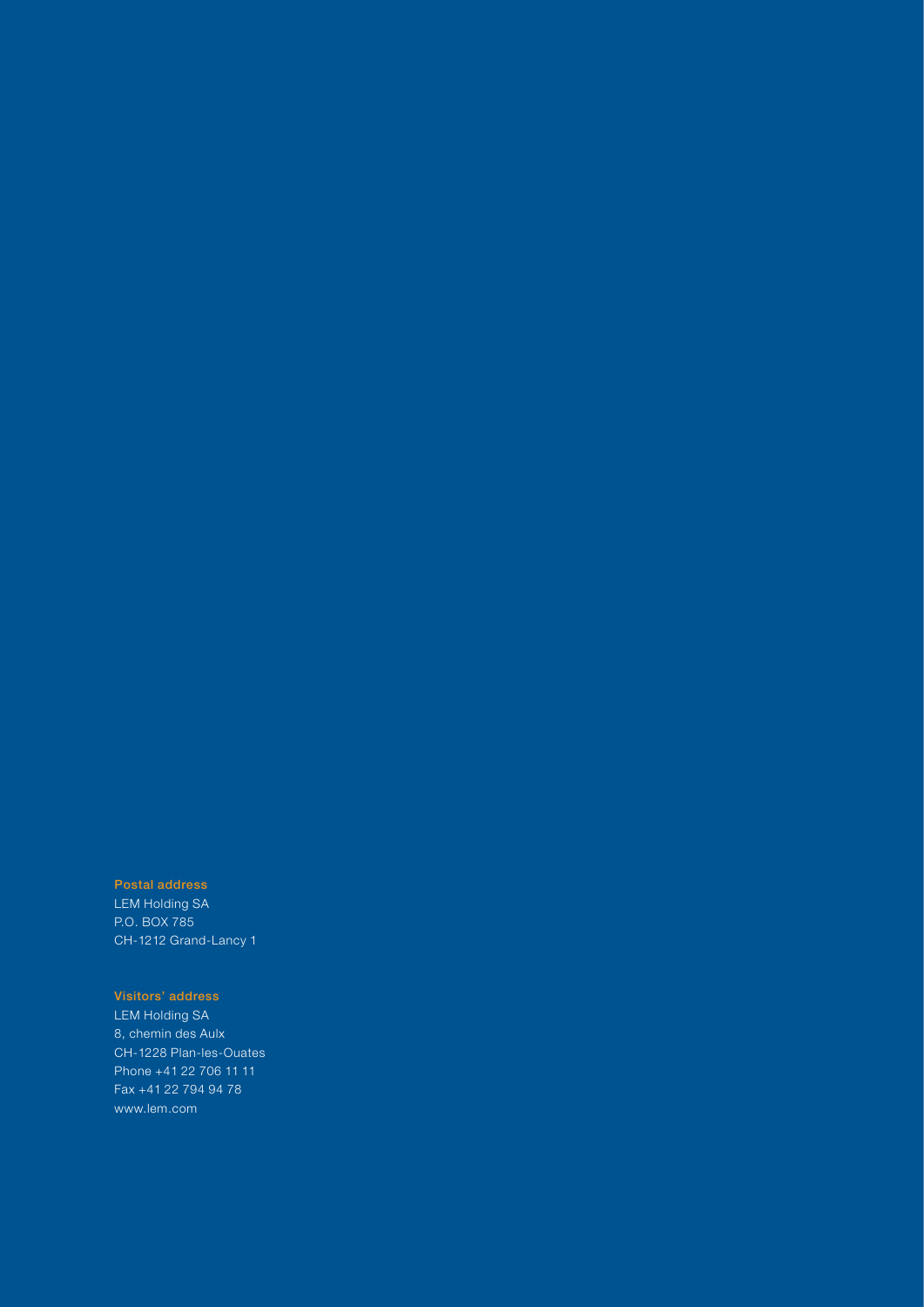**Postal address**
LEM Holding SA
P.O. BOX 785
CH-1212 Grand-Lancy 1

**Visitors' address**
LEM Holding SA
8, chemin des Aulx
CH-1228 Plan-les-Ouates
Phone +41 22 706 11 11
Fax +41 22 794 94 78
www.lem.com